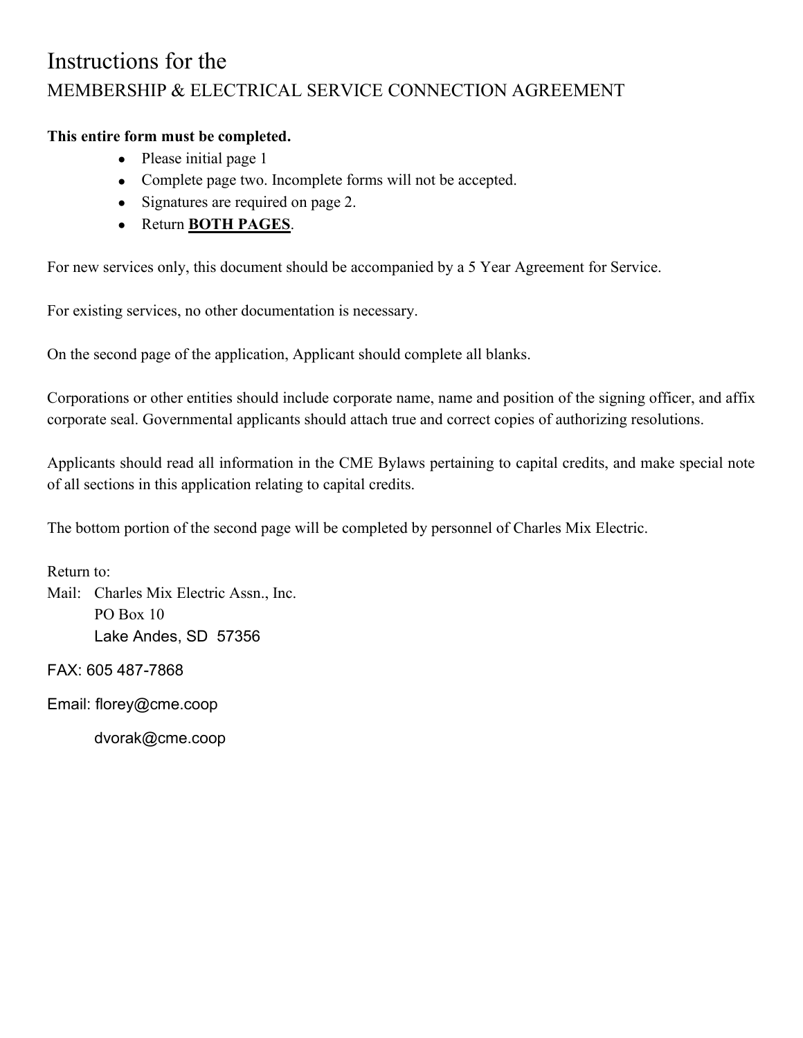# Instructions for the

## MEMBERSHIP & ELECTRICAL SERVICE CONNECTION AGREEMENT

**This entire form must be completed.**

- Please initial page 1
- Complete page two. Incomplete forms will not be accepted.
- Signatures are required on page 2.
- Return **BOTH PAGES**.

For new services only, this document should be accompanied by a 5 Year Agreement for Service.

For existing services, no other documentation is necessary.

On the second page of the application, Applicant should complete all blanks.

Corporations or other entities should include corporate name, name and position of the signing officer, and affix corporate seal. Governmental applicants should attach true and correct copies of authorizing resolutions.

Applicants should read all information in the CME Bylaws pertaining to capital credits, and make special note of all sections in this application relating to capital credits.

The bottom portion of the second page will be completed by personnel of Charles Mix Electric.

Return to:

Mail: Charles Mix Electric Assn., Inc.
PO Box 10
Lake Andes, SD 57356

FAX: 605 487-7868

Email: florey@cme.coop

dvorak@cme.coop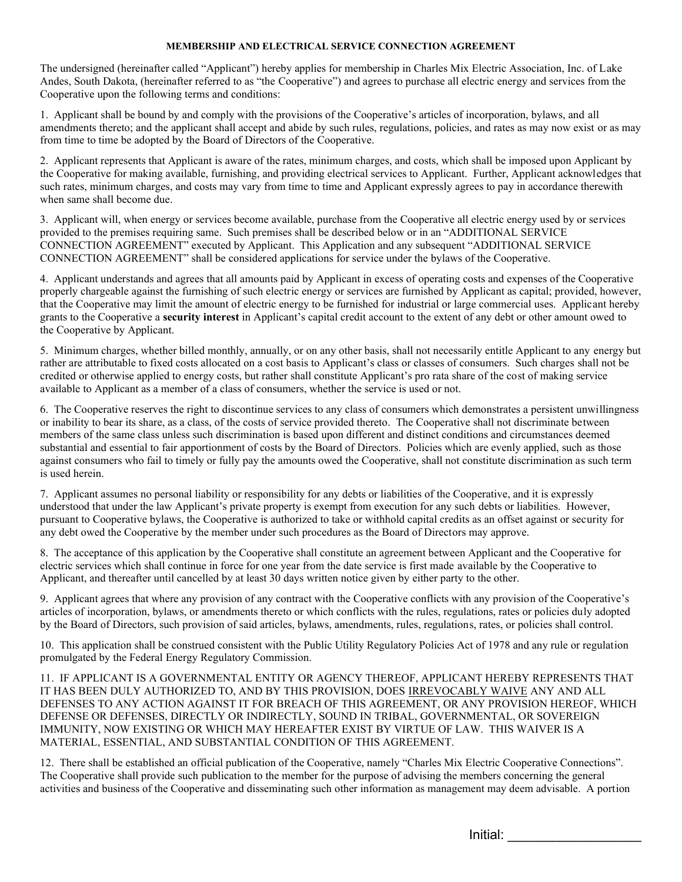**MEMBERSHIP AND ELECTRICAL SERVICE CONNECTION AGREEMENT**

The undersigned (hereinafter called "Applicant") hereby applies for membership in Charles Mix Electric Association, Inc. of Lake Andes, South Dakota, (hereinafter referred to as "the Cooperative") and agrees to purchase all electric energy and services from the Cooperative upon the following terms and conditions:

1. Applicant shall be bound by and comply with the provisions of the Cooperative's articles of incorporation, bylaws, and all amendments thereto; and the applicant shall accept and abide by such rules, regulations, policies, and rates as may now exist or as may from time to time be adopted by the Board of Directors of the Cooperative.

2. Applicant represents that Applicant is aware of the rates, minimum charges, and costs, which shall be imposed upon Applicant by the Cooperative for making available, furnishing, and providing electrical services to Applicant. Further, Applicant acknowledges that such rates, minimum charges, and costs may vary from time to time and Applicant expressly agrees to pay in accordance therewith when same shall become due.

3. Applicant will, when energy or services become available, purchase from the Cooperative all electric energy used by or services provided to the premises requiring same. Such premises shall be described below or in an "ADDITIONAL SERVICE CONNECTION AGREEMENT" executed by Applicant. This Application and any subsequent "ADDITIONAL SERVICE CONNECTION AGREEMENT" shall be considered applications for service under the bylaws of the Cooperative.

4. Applicant understands and agrees that all amounts paid by Applicant in excess of operating costs and expenses of the Cooperative properly chargeable against the furnishing of such electric energy or services are furnished by Applicant as capital; provided, however, that the Cooperative may limit the amount of electric energy to be furnished for industrial or large commercial uses. Applicant hereby grants to the Cooperative a **security interest** in Applicant's capital credit account to the extent of any debt or other amount owed to the Cooperative by Applicant.

5. Minimum charges, whether billed monthly, annually, or on any other basis, shall not necessarily entitle Applicant to any energy but rather are attributable to fixed costs allocated on a cost basis to Applicant's class or classes of consumers. Such charges shall not be credited or otherwise applied to energy costs, but rather shall constitute Applicant's pro rata share of the cost of making service available to Applicant as a member of a class of consumers, whether the service is used or not.

6. The Cooperative reserves the right to discontinue services to any class of consumers which demonstrates a persistent unwillingness or inability to bear its share, as a class, of the costs of service provided thereto. The Cooperative shall not discriminate between members of the same class unless such discrimination is based upon different and distinct conditions and circumstances deemed substantial and essential to fair apportionment of costs by the Board of Directors. Policies which are evenly applied, such as those against consumers who fail to timely or fully pay the amounts owed the Cooperative, shall not constitute discrimination as such term is used herein.

7. Applicant assumes no personal liability or responsibility for any debts or liabilities of the Cooperative, and it is expressly understood that under the law Applicant's private property is exempt from execution for any such debts or liabilities. However, pursuant to Cooperative bylaws, the Cooperative is authorized to take or withhold capital credits as an offset against or security for any debt owed the Cooperative by the member under such procedures as the Board of Directors may approve.

8. The acceptance of this application by the Cooperative shall constitute an agreement between Applicant and the Cooperative for electric services which shall continue in force for one year from the date service is first made available by the Cooperative to Applicant, and thereafter until cancelled by at least 30 days written notice given by either party to the other.

9. Applicant agrees that where any provision of any contract with the Cooperative conflicts with any provision of the Cooperative's articles of incorporation, bylaws, or amendments thereto or which conflicts with the rules, regulations, rates or policies duly adopted by the Board of Directors, such provision of said articles, bylaws, amendments, rules, regulations, rates, or policies shall control.

10. This application shall be construed consistent with the Public Utility Regulatory Policies Act of 1978 and any rule or regulation promulgated by the Federal Energy Regulatory Commission.

11. IF APPLICANT IS A GOVERNMENTAL ENTITY OR AGENCY THEREOF, APPLICANT HEREBY REPRESENTS THAT IT HAS BEEN DULY AUTHORIZED TO, AND BY THIS PROVISION, DOES IRREVOCABLY WAIVE ANY AND ALL DEFENSES TO ANY ACTION AGAINST IT FOR BREACH OF THIS AGREEMENT, OR ANY PROVISION HEREOF, WHICH DEFENSE OR DEFENSES, DIRECTLY OR INDIRECTLY, SOUND IN TRIBAL, GOVERNMENTAL, OR SOVEREIGN IMMUNITY, NOW EXISTING OR WHICH MAY HEREAFTER EXIST BY VIRTUE OF LAW. THIS WAIVER IS A MATERIAL, ESSENTIAL, AND SUBSTANTIAL CONDITION OF THIS AGREEMENT.

12. There shall be established an official publication of the Cooperative, namely "Charles Mix Electric Cooperative Connections". The Cooperative shall provide such publication to the member for the purpose of advising the members concerning the general activities and business of the Cooperative and disseminating such other information as management may deem advisable. A portion

Initial: ___________________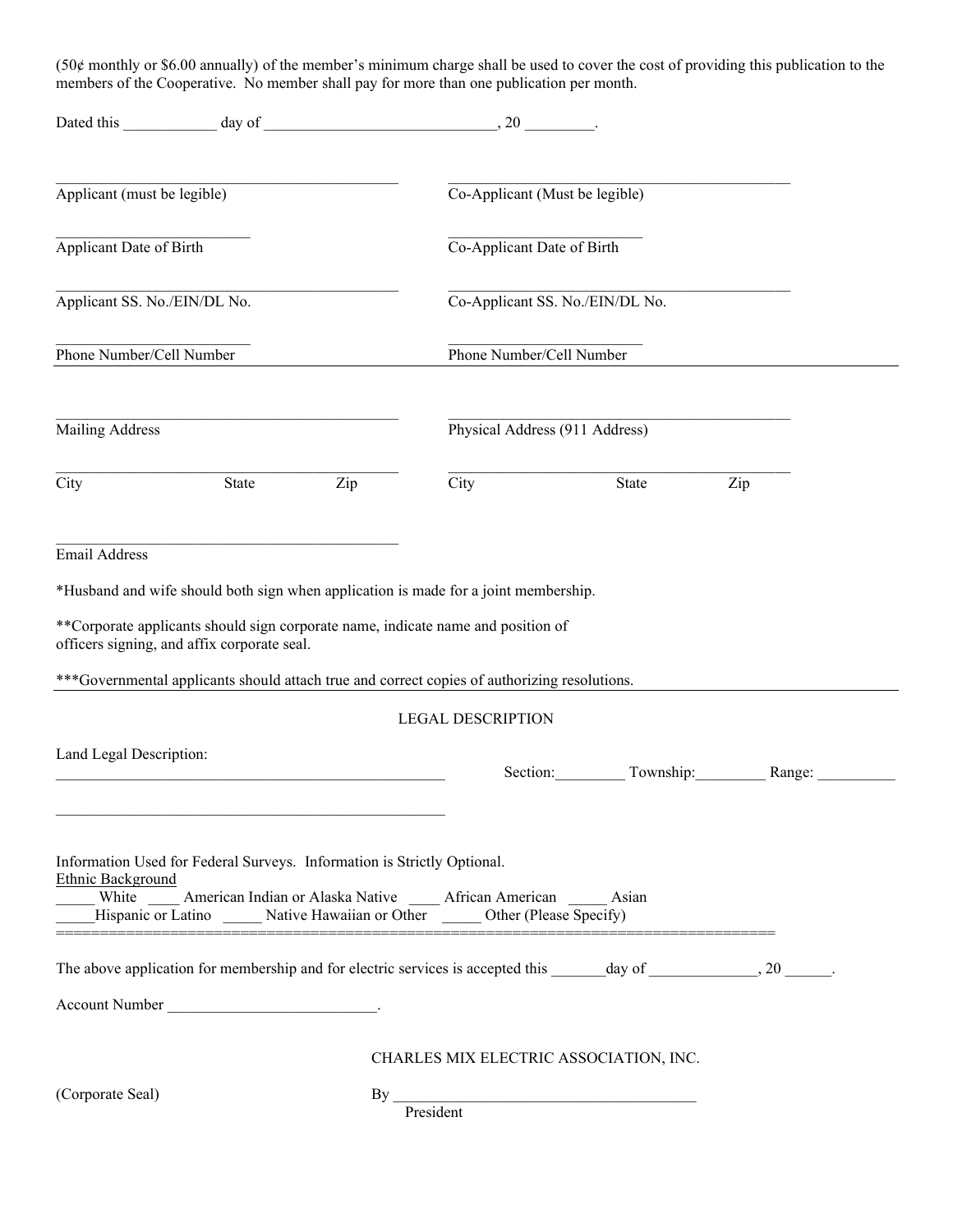(50¢ monthly or $6.00 annually) of the member's minimum charge shall be used to cover the cost of providing this publication to the members of the Cooperative. No member shall pay for more than one publication per month.

Dated this ____________ day of ______________________________, 20 _________.

| | |
|---|---|
| ____________________________________________ | ____________________________________________ |
| Applicant (must be legible) | Co-Applicant (Must be legible) |
| _________________________ | _________________________ |
| Applicant Date of Birth | Co-Applicant Date of Birth |
| ____________________________________________ | ____________________________________________ |
| Applicant SS. No./EIN/DL No. | Co-Applicant SS. No./EIN/DL No. |
| _________________________ | _________________________ |
| Phone Number/Cell Number | Phone Number/Cell Number |

---

| | |
|---|---|
| ____________________________________________ | ____________________________________________ |
| Mailing Address | Physical Address (911 Address) |
| ____________________________________________ | ____________________________________________ |
| City State Zip | City State Zip |

____________________________________________

Email Address

*Husband and wife should both sign when application is made for a joint membership.

**Corporate applicants should sign corporate name, indicate name and position of officers signing, and affix corporate seal.

***Governmental applicants should attach true and correct copies of authorizing resolutions.

---

LEGAL DESCRIPTION

Land Legal Description:

__________________________________________________ Section:_________ Township:_________ Range: __________

__________________________________________________

Information Used for Federal Surveys. Information is Strictly Optional.

Ethnic Background

_____ White ____ American Indian or Alaska Native ____ African American _____ Asian

_____Hispanic or Latino _____ Native Hawaiian or Other _____ Other (Please Specify)

================================================================================

The above application for membership and for electric services is accepted this _______day of ______________, 20 ______.

Account Number ___________________________.

CHARLES MIX ELECTRIC ASSOCIATION, INC.

(Corporate Seal) By _______________________________________

President